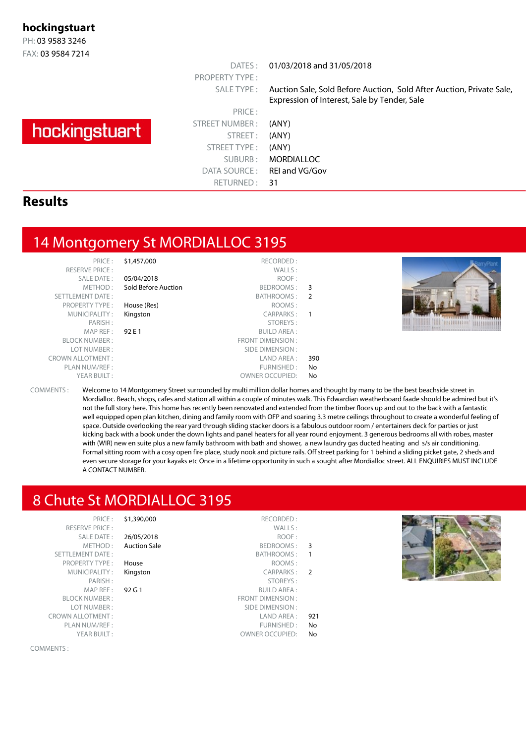**hockingstuart**
PH: 03 9583 3246
FAX: 03 9584 7214

hockingstuart

| | |
|---|---|
| DATES : | 01/03/2018 and 31/05/2018 |
| PROPERTY TYPE : | |
| SALE TYPE : | Auction Sale, Sold Before Auction, Sold After Auction, Private Sale, Expression of Interest, Sale by Tender, Sale |
| PRICE : | |
| STREET NUMBER : | (ANY) |
| STREET : | (ANY) |
| STREET TYPE : | (ANY) |
| SUBURB : | MORDIALLOC |
| DATA SOURCE : | REI and VG/Gov |
| RETURNED : | 31 |

# Results

## 14 Montgomery St MORDIALLOC 3195

| | | | |
|---|---|---|---|
| PRICE : | $1,457,000 | RECORDED : | |
| RESERVE PRICE : | | WALLS : | |
| SALE DATE : | 05/04/2018 | ROOF : | |
| METHOD : | Sold Before Auction | BEDROOMS : | 3 |
| SETTLEMENT DATE : | | BATHROOMS : | 2 |
| PROPERTY TYPE : | House (Res) | ROOMS : | |
| MUNICIPALITY : | Kingston | CARPARKS : | 1 |
| PARISH : | | STOREYS : | |
| MAP REF : | 92 E 1 | BUILD AREA : | |
| BLOCK NUMBER : | | FRONT DIMENSION : | |
| LOT NUMBER : | | SIDE DIMENSION : | |
| CROWN ALLOTMENT : | | LAND AREA : | 390 |
| PLAN NUM/REF : | | FURNISHED : | No |
| YEAR BUILT : | | OWNER OCCUPIED: | No |

COMMENTS : Welcome to 14 Montgomery Street surrounded by multi million dollar homes and thought by many to be the best beachside street in Mordialloc. Beach, shops, cafes and station all within a couple of minutes walk. This Edwardian weatherboard faade should be admired but it's not the full story here. This home has recently been renovated and extended from the timber floors up and out to the back with a fantastic well equipped open plan kitchen, dining and family room with OFP and soaring 3.3 metre ceilings throughout to create a wonderful feeling of space. Outside overlooking the rear yard through sliding stacker doors is a fabulous outdoor room / entertainers deck for parties or just kicking back with a book under the down lights and panel heaters for all year round enjoyment. 3 generous bedrooms all with robes, master with (WIR) new en suite plus a new family bathroom with bath and shower, a new laundry gas ducted heating and s/s air conditioning. Formal sitting room with a cosy open fire place, study nook and picture rails. Off street parking for 1 behind a sliding picket gate, 2 sheds and even secure storage for your kayaks etc Once in a lifetime opportunity in such a sought after Mordialloc street. ALL ENQUIRIES MUST INCLUDE A CONTACT NUMBER.

## 8 Chute St MORDIALLOC 3195

| | | | |
|---|---|---|---|
| PRICE : | $1,390,000 | RECORDED : | |
| RESERVE PRICE : | | WALLS : | |
| SALE DATE : | 26/05/2018 | ROOF : | |
| METHOD : | Auction Sale | BEDROOMS : | 3 |
| SETTLEMENT DATE : | | BATHROOMS : | 1 |
| PROPERTY TYPE : | House | ROOMS : | |
| MUNICIPALITY : | Kingston | CARPARKS : | 2 |
| PARISH : | | STOREYS : | |
| MAP REF : | 92 G 1 | BUILD AREA : | |
| BLOCK NUMBER : | | FRONT DIMENSION : | |
| LOT NUMBER : | | SIDE DIMENSION : | |
| CROWN ALLOTMENT : | | LAND AREA : | 921 |
| PLAN NUM/REF : | | FURNISHED : | No |
| YEAR BUILT : | | OWNER OCCUPIED: | No |

COMMENTS :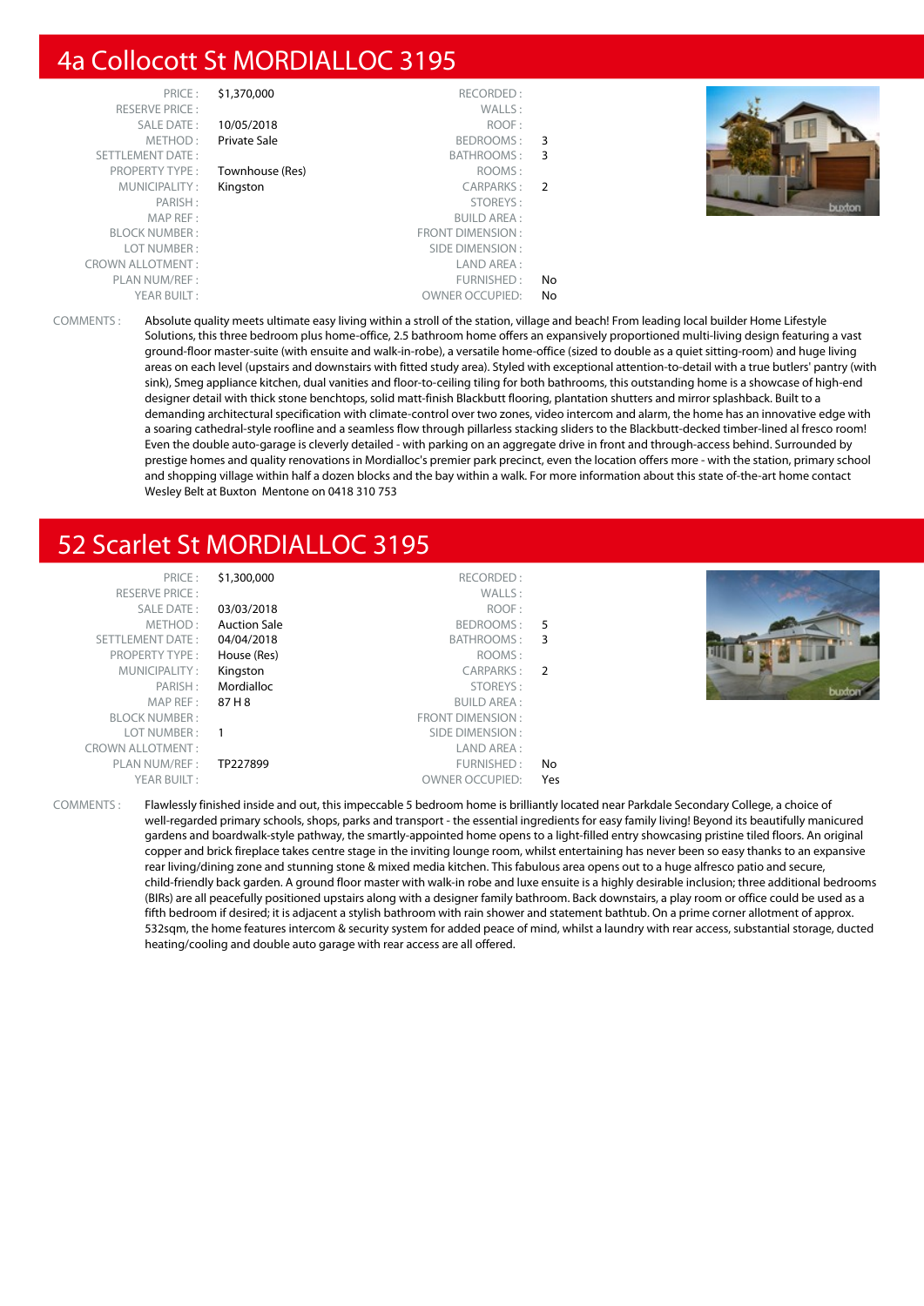## 4a Collocott St MORDIALLOC 3195

| | | | |
|---|---|---|---|
| PRICE : | $1,370,000 | RECORDED : | |
| RESERVE PRICE : | | WALLS : | |
| SALE DATE : | 10/05/2018 | ROOF : | |
| METHOD : | Private Sale | BEDROOMS : | 3 |
| SETTLEMENT DATE : | | BATHROOMS : | 3 |
| PROPERTY TYPE : | Townhouse (Res) | ROOMS : | |
| MUNICIPALITY : | Kingston | CARPARKS : | 2 |
| PARISH : | | STOREYS : | |
| MAP REF : | | BUILD AREA : | |
| BLOCK NUMBER : | | FRONT DIMENSION : | |
| LOT NUMBER : | | SIDE DIMENSION : | |
| CROWN ALLOTMENT : | | LAND AREA : | |
| PLAN NUM/REF : | | FURNISHED : | No |
| YEAR BUILT : | | OWNER OCCUPIED: | No |

COMMENTS : Absolute quality meets ultimate easy living within a stroll of the station, village and beach! From leading local builder Home Lifestyle Solutions, this three bedroom plus home-office, 2.5 bathroom home offers an expansively proportioned multi-living design featuring a vast ground-floor master-suite (with ensuite and walk-in-robe), a versatile home-office (sized to double as a quiet sitting-room) and huge living areas on each level (upstairs and downstairs with fitted study area). Styled with exceptional attention-to-detail with a true butlers' pantry (with sink), Smeg appliance kitchen, dual vanities and floor-to-ceiling tiling for both bathrooms, this outstanding home is a showcase of high-end designer detail with thick stone benchtops, solid matt-finish Blackbutt flooring, plantation shutters and mirror splashback. Built to a demanding architectural specification with climate-control over two zones, video intercom and alarm, the home has an innovative edge with a soaring cathedral-style roofline and a seamless flow through pillarless stacking sliders to the Blackbutt-decked timber-lined al fresco room! Even the double auto-garage is cleverly detailed - with parking on an aggregate drive in front and through-access behind. Surrounded by prestige homes and quality renovations in Mordialloc's premier park precinct, even the location offers more - with the station, primary school and shopping village within half a dozen blocks and the bay within a walk. For more information about this state of-the-art home contact Wesley Belt at Buxton Mentone on 0418 310 753

## 52 Scarlet St MORDIALLOC 3195

| | | | |
|---|---|---|---|
| PRICE : | $1,300,000 | RECORDED : | |
| RESERVE PRICE : | | WALLS : | |
| SALE DATE : | 03/03/2018 | ROOF : | |
| METHOD : | Auction Sale | BEDROOMS : | 5 |
| SETTLEMENT DATE : | 04/04/2018 | BATHROOMS : | 3 |
| PROPERTY TYPE : | House (Res) | ROOMS : | |
| MUNICIPALITY : | Kingston | CARPARKS : | 2 |
| PARISH : | Mordialloc | STOREYS : | |
| MAP REF : | 87 H 8 | BUILD AREA : | |
| BLOCK NUMBER : | | FRONT DIMENSION : | |
| LOT NUMBER : | 1 | SIDE DIMENSION : | |
| CROWN ALLOTMENT : | | LAND AREA : | |
| PLAN NUM/REF : | TP227899 | FURNISHED : | No |
| YEAR BUILT : | | OWNER OCCUPIED: | Yes |

COMMENTS : Flawlessly finished inside and out, this impeccable 5 bedroom home is brilliantly located near Parkdale Secondary College, a choice of well-regarded primary schools, shops, parks and transport - the essential ingredients for easy family living! Beyond its beautifully manicured gardens and boardwalk-style pathway, the smartly-appointed home opens to a light-filled entry showcasing pristine tiled floors. An original copper and brick fireplace takes centre stage in the inviting lounge room, whilst entertaining has never been so easy thanks to an expansive rear living/dining zone and stunning stone & mixed media kitchen. This fabulous area opens out to a huge alfresco patio and secure, child-friendly back garden. A ground floor master with walk-in robe and luxe ensuite is a highly desirable inclusion; three additional bedrooms (BIRs) are all peacefully positioned upstairs along with a designer family bathroom. Back downstairs, a play room or office could be used as a fifth bedroom if desired; it is adjacent a stylish bathroom with rain shower and statement bathtub. On a prime corner allotment of approx. 532sqm, the home features intercom & security system for added peace of mind, whilst a laundry with rear access, substantial storage, ducted heating/cooling and double auto garage with rear access are all offered.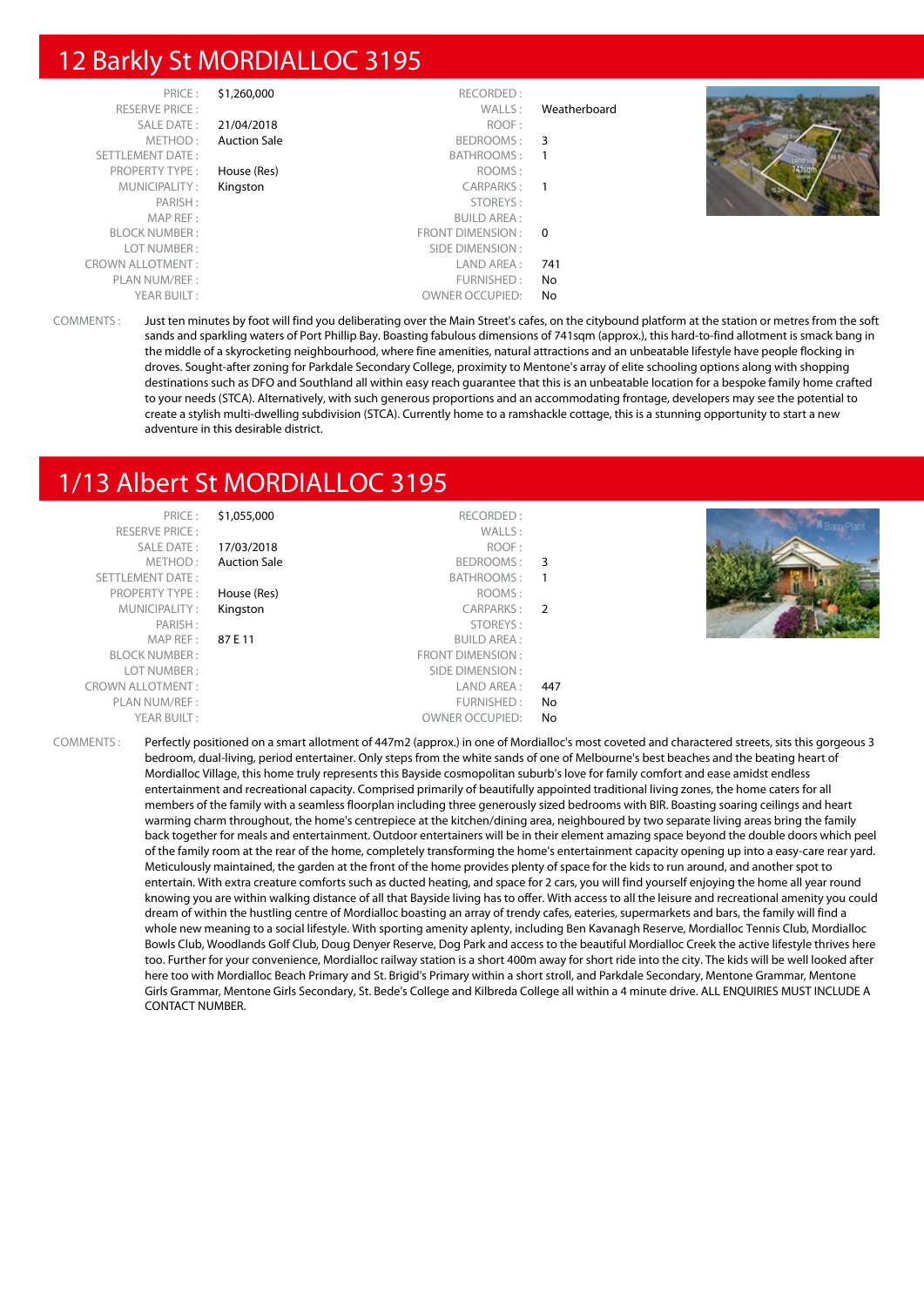## 12 Barkly St MORDIALLOC 3195

| | | | |
|---|---|---|---|
| PRICE : | $1,260,000 | RECORDED : | |
| RESERVE PRICE : | | WALLS : | Weatherboard |
| SALE DATE : | 21/04/2018 | ROOF : | |
| METHOD : | Auction Sale | BEDROOMS : | 3 |
| SETTLEMENT DATE : | | BATHROOMS : | 1 |
| PROPERTY TYPE : | House (Res) | ROOMS : | |
| MUNICIPALITY : | Kingston | CARPARKS : | 1 |
| PARISH : | | STOREYS : | |
| MAP REF : | | BUILD AREA : | |
| BLOCK NUMBER : | | FRONT DIMENSION : | 0 |
| LOT NUMBER : | | SIDE DIMENSION : | |
| CROWN ALLOTMENT : | | LAND AREA : | 741 |
| PLAN NUM/REF : | | FURNISHED : | No |
| YEAR BUILT : | | OWNER OCCUPIED: | No |

COMMENTS : Just ten minutes by foot will find you deliberating over the Main Street's cafes, on the citybound platform at the station or metres from the soft sands and sparkling waters of Port Phillip Bay. Boasting fabulous dimensions of 741sqm (approx.), this hard-to-find allotment is smack bang in the middle of a skyrocketing neighbourhood, where fine amenities, natural attractions and an unbeatable lifestyle have people flocking in droves. Sought-after zoning for Parkdale Secondary College, proximity to Mentone's array of elite schooling options along with shopping destinations such as DFO and Southland all within easy reach guarantee that this is an unbeatable location for a bespoke family home crafted to your needs (STCA). Alternatively, with such generous proportions and an accommodating frontage, developers may see the potential to create a stylish multi-dwelling subdivision (STCA). Currently home to a ramshackle cottage, this is a stunning opportunity to start a new adventure in this desirable district.

## 1/13 Albert St MORDIALLOC 3195

| | | | |
|---|---|---|---|
| PRICE : | $1,055,000 | RECORDED : | |
| RESERVE PRICE : | | WALLS : | |
| SALE DATE : | 17/03/2018 | ROOF : | |
| METHOD : | Auction Sale | BEDROOMS : | 3 |
| SETTLEMENT DATE : | | BATHROOMS : | 1 |
| PROPERTY TYPE : | House (Res) | ROOMS : | |
| MUNICIPALITY : | Kingston | CARPARKS : | 2 |
| PARISH : | | STOREYS : | |
| MAP REF : | 87 E 11 | BUILD AREA : | |
| BLOCK NUMBER : | | FRONT DIMENSION : | |
| LOT NUMBER : | | SIDE DIMENSION : | |
| CROWN ALLOTMENT : | | LAND AREA : | 447 |
| PLAN NUM/REF : | | FURNISHED : | No |
| YEAR BUILT : | | OWNER OCCUPIED: | No |

COMMENTS : Perfectly positioned on a smart allotment of 447m2 (approx.) in one of Mordialloc's most coveted and charactered streets, sits this gorgeous 3 bedroom, dual-living, period entertainer. Only steps from the white sands of one of Melbourne's best beaches and the beating heart of Mordialloc Village, this home truly represents this Bayside cosmopolitan suburb's love for family comfort and ease amidst endless entertainment and recreational capacity. Comprised primarily of beautifully appointed traditional living zones, the home caters for all members of the family with a seamless floorplan including three generously sized bedrooms with BIR. Boasting soaring ceilings and heart warming charm throughout, the home's centrepiece at the kitchen/dining area, neighboured by two separate living areas bring the family back together for meals and entertainment. Outdoor entertainers will be in their element amazing space beyond the double doors which peel of the family room at the rear of the home, completely transforming the home's entertainment capacity opening up into a easy-care rear yard. Meticulously maintained, the garden at the front of the home provides plenty of space for the kids to run around, and another spot to entertain. With extra creature comforts such as ducted heating, and space for 2 cars, you will find yourself enjoying the home all year round knowing you are within walking distance of all that Bayside living has to offer. With access to all the leisure and recreational amenity you could dream of within the hustling centre of Mordialloc boasting an array of trendy cafes, eateries, supermarkets and bars, the family will find a whole new meaning to a social lifestyle. With sporting amenity aplenty, including Ben Kavanagh Reserve, Mordialloc Tennis Club, Mordialloc Bowls Club, Woodlands Golf Club, Doug Denyer Reserve, Dog Park and access to the beautiful Mordialloc Creek the active lifestyle thrives here too. Further for your convenience, Mordialloc railway station is a short 400m away for short ride into the city. The kids will be well looked after here too with Mordialloc Beach Primary and St. Brigid's Primary within a short stroll, and Parkdale Secondary, Mentone Grammar, Mentone Girls Grammar, Mentone Girls Secondary, St. Bede's College and Kilbreda College all within a 4 minute drive. ALL ENQUIRIES MUST INCLUDE A CONTACT NUMBER.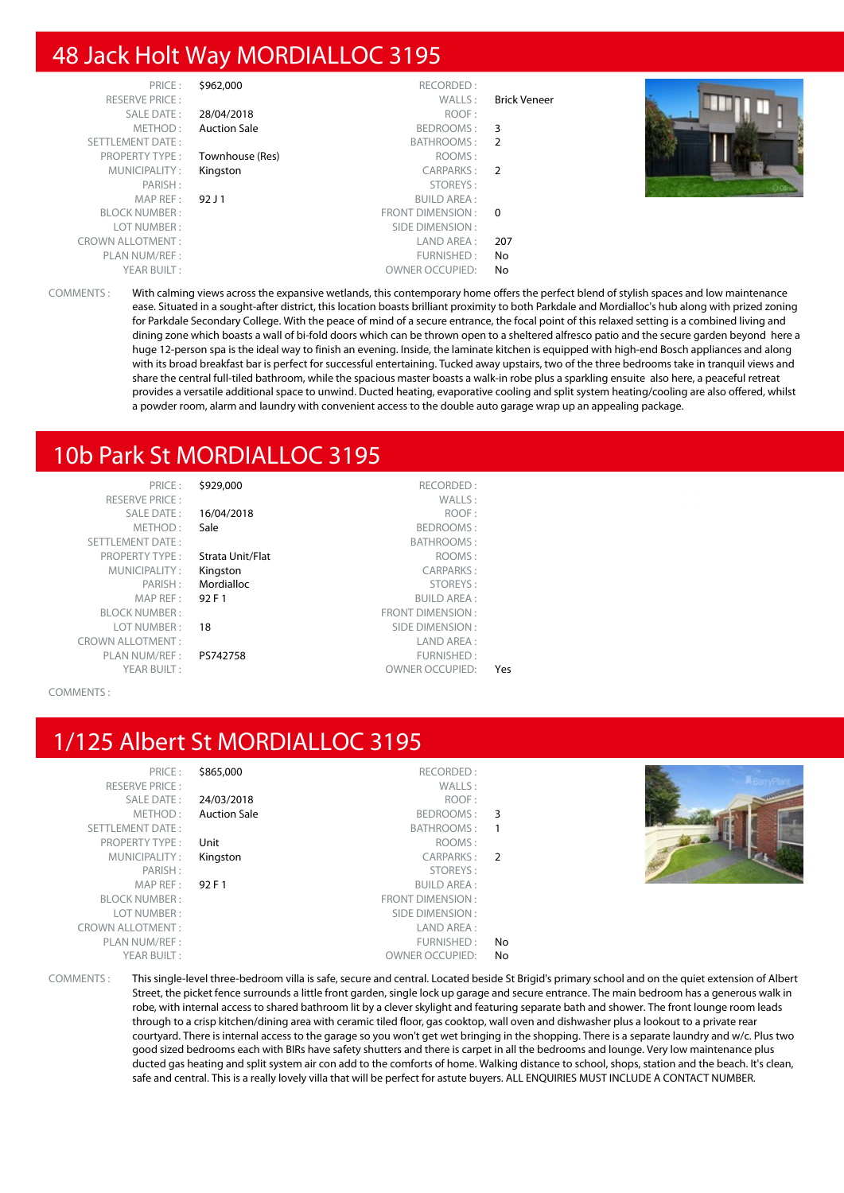## 48 Jack Holt Way MORDIALLOC 3195

| | | | |
|---|---|---|---|
| PRICE : | $962,000 | RECORDED : | |
| RESERVE PRICE : | | WALLS : | Brick Veneer |
| SALE DATE : | 28/04/2018 | ROOF : | |
| METHOD : | Auction Sale | BEDROOMS : | 3 |
| SETTLEMENT DATE : | | BATHROOMS : | 2 |
| PROPERTY TYPE : | Townhouse (Res) | ROOMS : | |
| MUNICIPALITY : | Kingston | CARPARKS : | 2 |
| PARISH : | | STOREYS : | |
| MAP REF : | 92 J 1 | BUILD AREA : | |
| BLOCK NUMBER : | | FRONT DIMENSION : | 0 |
| LOT NUMBER : | | SIDE DIMENSION : | |
| CROWN ALLOTMENT : | | LAND AREA : | 207 |
| PLAN NUM/REF : | | FURNISHED : | No |
| YEAR BUILT : | | OWNER OCCUPIED: | No |

COMMENTS : With calming views across the expansive wetlands, this contemporary home offers the perfect blend of stylish spaces and low maintenance ease. Situated in a sought-after district, this location boasts brilliant proximity to both Parkdale and Mordialloc's hub along with prized zoning for Parkdale Secondary College. With the peace of mind of a secure entrance, the focal point of this relaxed setting is a combined living and dining zone which boasts a wall of bi-fold doors which can be thrown open to a sheltered alfresco patio and the secure garden beyond here a huge 12-person spa is the ideal way to finish an evening. Inside, the laminate kitchen is equipped with high-end Bosch appliances and along with its broad breakfast bar is perfect for successful entertaining. Tucked away upstairs, two of the three bedrooms take in tranquil views and share the central full-tiled bathroom, while the spacious master boasts a walk-in robe plus a sparkling ensuite also here, a peaceful retreat provides a versatile additional space to unwind. Ducted heating, evaporative cooling and split system heating/cooling are also offered, whilst a powder room, alarm and laundry with convenient access to the double auto garage wrap up an appealing package.

## 10b Park St MORDIALLOC 3195

| | | | |
|---|---|---|---|
| PRICE : | $929,000 | RECORDED : | |
| RESERVE PRICE : | | WALLS : | |
| SALE DATE : | 16/04/2018 | ROOF : | |
| METHOD : | Sale | BEDROOMS : | |
| SETTLEMENT DATE : | | BATHROOMS : | |
| PROPERTY TYPE : | Strata Unit/Flat | ROOMS : | |
| MUNICIPALITY : | Kingston | CARPARKS : | |
| PARISH : | Mordialloc | STOREYS : | |
| MAP REF : | 92 F 1 | BUILD AREA : | |
| BLOCK NUMBER : | | FRONT DIMENSION : | |
| LOT NUMBER : | 18 | SIDE DIMENSION : | |
| CROWN ALLOTMENT : | | LAND AREA : | |
| PLAN NUM/REF : | PS742758 | FURNISHED : | |
| YEAR BUILT : | | OWNER OCCUPIED: | Yes |

COMMENTS :

## 1/125 Albert St MORDIALLOC 3195

| | | | |
|---|---|---|---|
| PRICE : | $865,000 | RECORDED : | |
| RESERVE PRICE : | | WALLS : | |
| SALE DATE : | 24/03/2018 | ROOF : | |
| METHOD : | Auction Sale | BEDROOMS : | 3 |
| SETTLEMENT DATE : | | BATHROOMS : | 1 |
| PROPERTY TYPE : | Unit | ROOMS : | |
| MUNICIPALITY : | Kingston | CARPARKS : | 2 |
| PARISH : | | STOREYS : | |
| MAP REF : | 92 F 1 | BUILD AREA : | |
| BLOCK NUMBER : | | FRONT DIMENSION : | |
| LOT NUMBER : | | SIDE DIMENSION : | |
| CROWN ALLOTMENT : | | LAND AREA : | |
| PLAN NUM/REF : | | FURNISHED : | No |
| YEAR BUILT : | | OWNER OCCUPIED: | No |

COMMENTS : This single-level three-bedroom villa is safe, secure and central. Located beside St Brigid's primary school and on the quiet extension of Albert Street, the picket fence surrounds a little front garden, single lock up garage and secure entrance. The main bedroom has a generous walk in robe, with internal access to shared bathroom lit by a clever skylight and featuring separate bath and shower. The front lounge room leads through to a crisp kitchen/dining area with ceramic tiled floor, gas cooktop, wall oven and dishwasher plus a lookout to a private rear courtyard. There is internal access to the garage so you won't get wet bringing in the shopping. There is a separate laundry and w/c. Plus two good sized bedrooms each with BIRs have safety shutters and there is carpet in all the bedrooms and lounge. Very low maintenance plus ducted gas heating and split system air con add to the comforts of home. Walking distance to school, shops, station and the beach. It's clean, safe and central. This is a really lovely villa that will be perfect for astute buyers. ALL ENQUIRIES MUST INCLUDE A CONTACT NUMBER.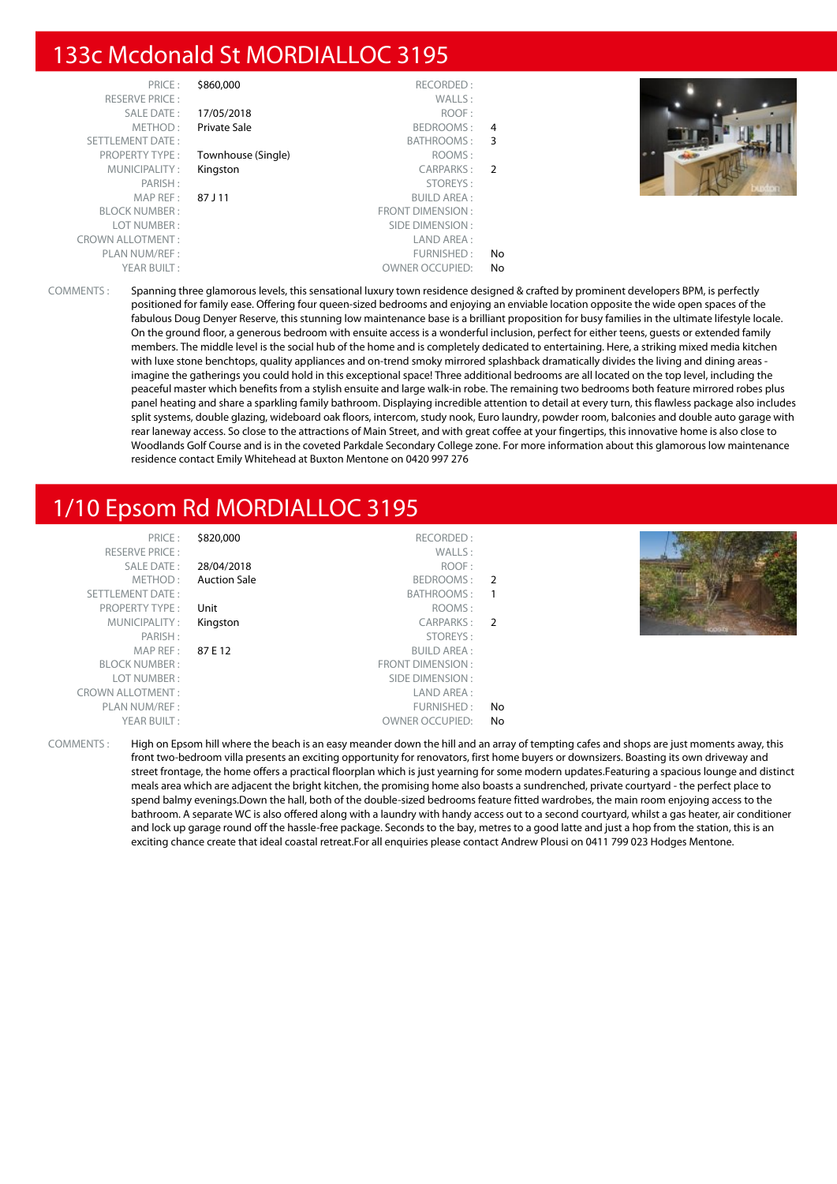## 133c Mcdonald St MORDIALLOC 3195

| | | | |
|---|---|---|---|
| PRICE : | $860,000 | RECORDED : | |
| RESERVE PRICE : | | WALLS : | |
| SALE DATE : | 17/05/2018 | ROOF : | |
| METHOD : | Private Sale | BEDROOMS : | 4 |
| SETTLEMENT DATE : | | BATHROOMS : | 3 |
| PROPERTY TYPE : | Townhouse (Single) | ROOMS : | |
| MUNICIPALITY : | Kingston | CARPARKS : | 2 |
| PARISH : | | STOREYS : | |
| MAP REF : | 87 J 11 | BUILD AREA : | |
| BLOCK NUMBER : | | FRONT DIMENSION : | |
| LOT NUMBER : | | SIDE DIMENSION : | |
| CROWN ALLOTMENT : | | LAND AREA : | |
| PLAN NUM/REF : | | FURNISHED : | No |
| YEAR BUILT : | | OWNER OCCUPIED: | No |

COMMENTS : Spanning three glamorous levels, this sensational luxury town residence designed & crafted by prominent developers BPM, is perfectly positioned for family ease. Offering four queen-sized bedrooms and enjoying an enviable location opposite the wide open spaces of the fabulous Doug Denyer Reserve, this stunning low maintenance base is a brilliant proposition for busy families in the ultimate lifestyle locale. On the ground floor, a generous bedroom with ensuite access is a wonderful inclusion, perfect for either teens, guests or extended family members. The middle level is the social hub of the home and is completely dedicated to entertaining. Here, a striking mixed media kitchen with luxe stone benchtops, quality appliances and on-trend smoky mirrored splashback dramatically divides the living and dining areas - imagine the gatherings you could hold in this exceptional space! Three additional bedrooms are all located on the top level, including the peaceful master which benefits from a stylish ensuite and large walk-in robe. The remaining two bedrooms both feature mirrored robes plus panel heating and share a sparkling family bathroom. Displaying incredible attention to detail at every turn, this flawless package also includes split systems, double glazing, wideboard oak floors, intercom, study nook, Euro laundry, powder room, balconies and double auto garage with rear laneway access. So close to the attractions of Main Street, and with great coffee at your fingertips, this innovative home is also close to Woodlands Golf Course and is in the coveted Parkdale Secondary College zone. For more information about this glamorous low maintenance residence contact Emily Whitehead at Buxton Mentone on 0420 997 276

## 1/10 Epsom Rd MORDIALLOC 3195

| | | | |
|---|---|---|---|
| PRICE : | $820,000 | RECORDED : | |
| RESERVE PRICE : | | WALLS : | |
| SALE DATE : | 28/04/2018 | ROOF : | |
| METHOD : | Auction Sale | BEDROOMS : | 2 |
| SETTLEMENT DATE : | | BATHROOMS : | 1 |
| PROPERTY TYPE : | Unit | ROOMS : | |
| MUNICIPALITY : | Kingston | CARPARKS : | 2 |
| PARISH : | | STOREYS : | |
| MAP REF : | 87 E 12 | BUILD AREA : | |
| BLOCK NUMBER : | | FRONT DIMENSION : | |
| LOT NUMBER : | | SIDE DIMENSION : | |
| CROWN ALLOTMENT : | | LAND AREA : | |
| PLAN NUM/REF : | | FURNISHED : | No |
| YEAR BUILT : | | OWNER OCCUPIED: | No |

COMMENTS : High on Epsom hill where the beach is an easy meander down the hill and an array of tempting cafes and shops are just moments away, this front two-bedroom villa presents an exciting opportunity for renovators, first home buyers or downsizers. Boasting its own driveway and street frontage, the home offers a practical floorplan which is just yearning for some modern updates.Featuring a spacious lounge and distinct meals area which are adjacent the bright kitchen, the promising home also boasts a sundrenched, private courtyard - the perfect place to spend balmy evenings.Down the hall, both of the double-sized bedrooms feature fitted wardrobes, the main room enjoying access to the bathroom. A separate WC is also offered along with a laundry with handy access out to a second courtyard, whilst a gas heater, air conditioner and lock up garage round off the hassle-free package. Seconds to the bay, metres to a good latte and just a hop from the station, this is an exciting chance create that ideal coastal retreat.For all enquiries please contact Andrew Plousi on 0411 799 023 Hodges Mentone.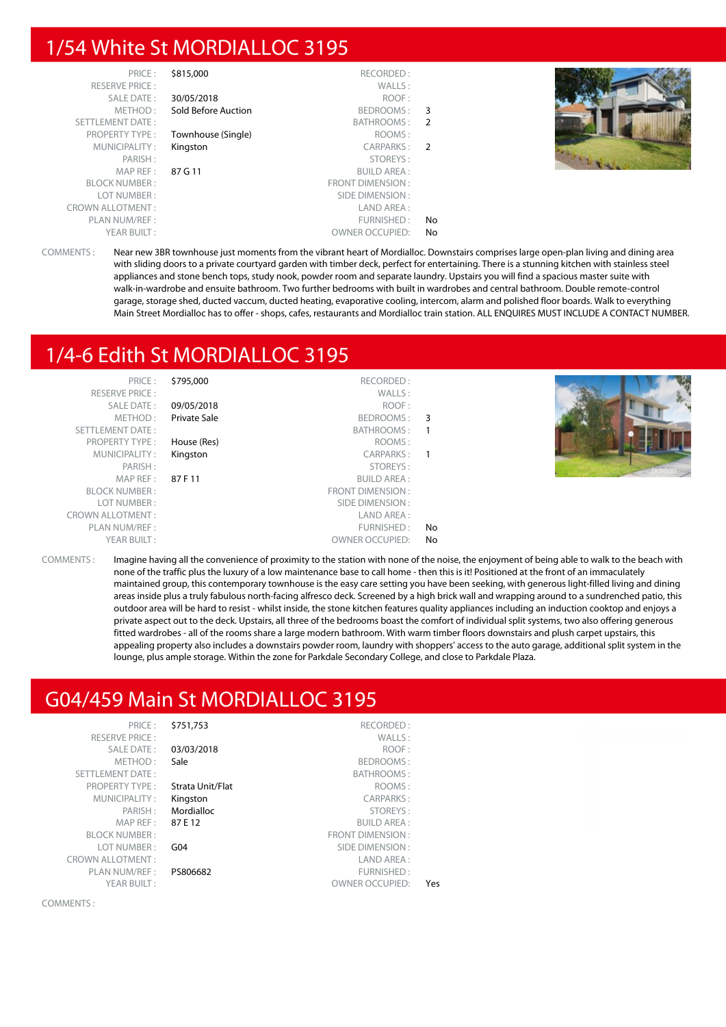## 1/54 White St MORDIALLOC 3195

| | | | |
|---|---|---|---|
| PRICE : | $815,000 | RECORDED : | |
| RESERVE PRICE : | | WALLS : | |
| SALE DATE : | 30/05/2018 | ROOF : | |
| METHOD : | Sold Before Auction | BEDROOMS : | 3 |
| SETTLEMENT DATE : | | BATHROOMS : | 2 |
| PROPERTY TYPE : | Townhouse (Single) | ROOMS : | |
| MUNICIPALITY : | Kingston | CARPARKS : | 2 |
| PARISH : | | STOREYS : | |
| MAP REF : | 87 G 11 | BUILD AREA : | |
| BLOCK NUMBER : | | FRONT DIMENSION : | |
| LOT NUMBER : | | SIDE DIMENSION : | |
| CROWN ALLOTMENT : | | LAND AREA : | |
| PLAN NUM/REF : | | FURNISHED : | No |
| YEAR BUILT : | | OWNER OCCUPIED: | No |

COMMENTS : Near new 3BR townhouse just moments from the vibrant heart of Mordialloc. Downstairs comprises large open-plan living and dining area with sliding doors to a private courtyard garden with timber deck, perfect for entertaining. There is a stunning kitchen with stainless steel appliances and stone bench tops, study nook, powder room and separate laundry. Upstairs you will find a spacious master suite with walk-in-wardrobe and ensuite bathroom. Two further bedrooms with built in wardrobes and central bathroom. Double remote-control garage, storage shed, ducted vaccum, ducted heating, evaporative cooling, intercom, alarm and polished floor boards. Walk to everything Main Street Mordialloc has to offer - shops, cafes, restaurants and Mordialloc train station. ALL ENQUIRES MUST INCLUDE A CONTACT NUMBER.

## 1/4-6 Edith St MORDIALLOC 3195

| | | | |
|---|---|---|---|
| PRICE : | $795,000 | RECORDED : | |
| RESERVE PRICE : | | WALLS : | |
| SALE DATE : | 09/05/2018 | ROOF : | |
| METHOD : | Private Sale | BEDROOMS : | 3 |
| SETTLEMENT DATE : | | BATHROOMS : | 1 |
| PROPERTY TYPE : | House (Res) | ROOMS : | |
| MUNICIPALITY : | Kingston | CARPARKS : | 1 |
| PARISH : | | STOREYS : | |
| MAP REF : | 87 F 11 | BUILD AREA : | |
| BLOCK NUMBER : | | FRONT DIMENSION : | |
| LOT NUMBER : | | SIDE DIMENSION : | |
| CROWN ALLOTMENT : | | LAND AREA : | |
| PLAN NUM/REF : | | FURNISHED : | No |
| YEAR BUILT : | | OWNER OCCUPIED: | No |

COMMENTS : Imagine having all the convenience of proximity to the station with none of the noise, the enjoyment of being able to walk to the beach with none of the traffic plus the luxury of a low maintenance base to call home - then this is it! Positioned at the front of an immaculately maintained group, this contemporary townhouse is the easy care setting you have been seeking, with generous light-filled living and dining areas inside plus a truly fabulous north-facing alfresco deck. Screened by a high brick wall and wrapping around to a sundrenched patio, this outdoor area will be hard to resist - whilst inside, the stone kitchen features quality appliances including an induction cooktop and enjoys a private aspect out to the deck. Upstairs, all three of the bedrooms boast the comfort of individual split systems, two also offering generous fitted wardrobes - all of the rooms share a large modern bathroom. With warm timber floors downstairs and plush carpet upstairs, this appealing property also includes a downstairs powder room, laundry with shoppers' access to the auto garage, additional split system in the lounge, plus ample storage. Within the zone for Parkdale Secondary College, and close to Parkdale Plaza.

## G04/459 Main St MORDIALLOC 3195

| | | | |
|---|---|---|---|
| PRICE : | $751,753 | RECORDED : | |
| RESERVE PRICE : | | WALLS : | |
| SALE DATE : | 03/03/2018 | ROOF : | |
| METHOD : | Sale | BEDROOMS : | |
| SETTLEMENT DATE : | | BATHROOMS : | |
| PROPERTY TYPE : | Strata Unit/Flat | ROOMS : | |
| MUNICIPALITY : | Kingston | CARPARKS : | |
| PARISH : | Mordialloc | STOREYS : | |
| MAP REF : | 87 E 12 | BUILD AREA : | |
| BLOCK NUMBER : | | FRONT DIMENSION : | |
| LOT NUMBER : | G04 | SIDE DIMENSION : | |
| CROWN ALLOTMENT : | | LAND AREA : | |
| PLAN NUM/REF : | PS806682 | FURNISHED : | |
| YEAR BUILT : | | OWNER OCCUPIED: | Yes |

COMMENTS :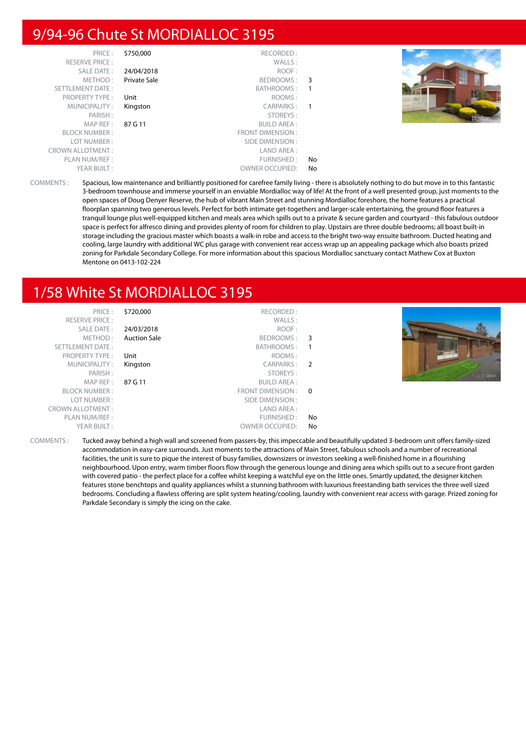## 9/94-96 Chute St MORDIALLOC 3195

| | | | |
|---|---|---|---|
| PRICE : | $750,000 | RECORDED : | |
| RESERVE PRICE : | | WALLS : | |
| SALE DATE : | 24/04/2018 | ROOF : | |
| METHOD : | Private Sale | BEDROOMS : | 3 |
| SETTLEMENT DATE : | | BATHROOMS : | 1 |
| PROPERTY TYPE : | Unit | ROOMS : | |
| MUNICIPALITY : | Kingston | CARPARKS : | 1 |
| PARISH : | | STOREYS : | |
| MAP REF : | 87 G 11 | BUILD AREA : | |
| BLOCK NUMBER : | | FRONT DIMENSION : | |
| LOT NUMBER : | | SIDE DIMENSION : | |
| CROWN ALLOTMENT : | | LAND AREA : | |
| PLAN NUM/REF : | | FURNISHED : | No |
| YEAR BUILT : | | OWNER OCCUPIED: | No |

COMMENTS : Spacious, low maintenance and brilliantly positioned for carefree family living - there is absolutely nothing to do but move in to this fantastic 3-bedroom townhouse and immerse yourself in an enviable Mordialloc way of life! At the front of a well presented group, just moments to the open spaces of Doug Denyer Reserve, the hub of vibrant Main Street and stunning Mordialloc foreshore, the home features a practical floorplan spanning two generous levels. Perfect for both intimate get-togethers and larger-scale entertaining, the ground floor features a tranquil lounge plus well-equipped kitchen and meals area which spills out to a private & secure garden and courtyard - this fabulous outdoor space is perfect for alfresco dining and provides plenty of room for children to play. Upstairs are three double bedrooms; all boast built-in storage including the gracious master which boasts a walk-in robe and access to the bright two-way ensuite bathroom. Ducted heating and cooling, large laundry with additional WC plus garage with convenient rear access wrap up an appealing package which also boasts prized zoning for Parkdale Secondary College. For more information about this spacious Mordialloc sanctuary contact Mathew Cox at Buxton Mentone on 0413-102-224

## 1/58 White St MORDIALLOC 3195

| | | | |
|---|---|---|---|
| PRICE : | $720,000 | RECORDED : | |
| RESERVE PRICE : | | WALLS : | |
| SALE DATE : | 24/03/2018 | ROOF : | |
| METHOD : | Auction Sale | BEDROOMS : | 3 |
| SETTLEMENT DATE : | | BATHROOMS : | 1 |
| PROPERTY TYPE : | Unit | ROOMS : | |
| MUNICIPALITY : | Kingston | CARPARKS : | 2 |
| PARISH : | | STOREYS : | |
| MAP REF : | 87 G 11 | BUILD AREA : | |
| BLOCK NUMBER : | | FRONT DIMENSION : | 0 |
| LOT NUMBER : | | SIDE DIMENSION : | |
| CROWN ALLOTMENT : | | LAND AREA : | |
| PLAN NUM/REF : | | FURNISHED : | No |
| YEAR BUILT : | | OWNER OCCUPIED: | No |

COMMENTS : Tucked away behind a high wall and screened from passers-by, this impeccable and beautifully updated 3-bedroom unit offers family-sized accommodation in easy-care surrounds. Just moments to the attractions of Main Street, fabulous schools and a number of recreational facilities, the unit is sure to pique the interest of busy families, downsizers or investors seeking a well-finished home in a flourishing neighbourhood. Upon entry, warm timber floors flow through the generous lounge and dining area which spills out to a secure front garden with covered patio - the perfect place for a coffee whilst keeping a watchful eye on the little ones. Smartly updated, the designer kitchen features stone benchtops and quality appliances whilst a stunning bathroom with luxurious freestanding bath services the three well sized bedrooms. Concluding a flawless offering are split system heating/cooling, laundry with convenient rear access with garage. Prized zoning for Parkdale Secondary is simply the icing on the cake.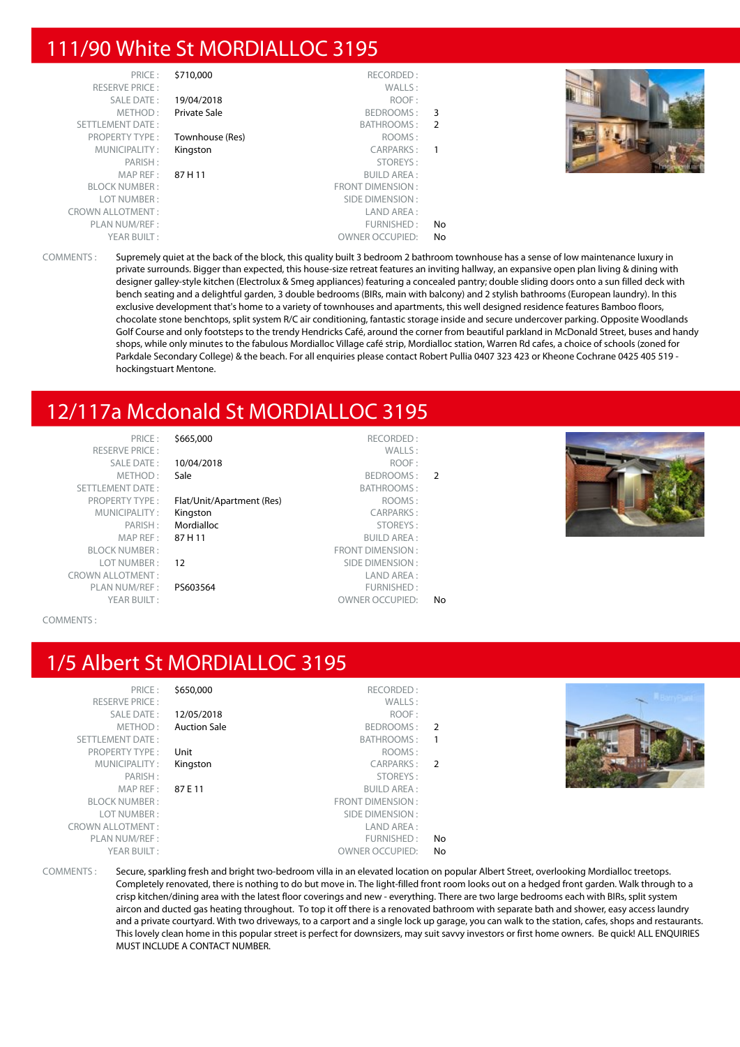# 111/90 White St MORDIALLOC 3195

| | | | |
|---|---|---|---|
| PRICE : | $710,000 | RECORDED : | |
| RESERVE PRICE : | | WALLS : | |
| SALE DATE : | 19/04/2018 | ROOF : | |
| METHOD : | Private Sale | BEDROOMS : | 3 |
| SETTLEMENT DATE : | | BATHROOMS : | 2 |
| PROPERTY TYPE : | Townhouse (Res) | ROOMS : | |
| MUNICIPALITY : | Kingston | CARPARKS : | 1 |
| PARISH : | | STOREYS : | |
| MAP REF : | 87 H 11 | BUILD AREA : | |
| BLOCK NUMBER : | | FRONT DIMENSION : | |
| LOT NUMBER : | | SIDE DIMENSION : | |
| CROWN ALLOTMENT : | | LAND AREA : | |
| PLAN NUM/REF : | | FURNISHED : | No |
| YEAR BUILT : | | OWNER OCCUPIED: | No |

COMMENTS : Supremely quiet at the back of the block, this quality built 3 bedroom 2 bathroom townhouse has a sense of low maintenance luxury in private surrounds. Bigger than expected, this house-size retreat features an inviting hallway, an expansive open plan living & dining with designer galley-style kitchen (Electrolux & Smeg appliances) featuring a concealed pantry; double sliding doors onto a sun filled deck with bench seating and a delightful garden, 3 double bedrooms (BIRs, main with balcony) and 2 stylish bathrooms (European laundry). In this exclusive development that's home to a variety of townhouses and apartments, this well designed residence features Bamboo floors, chocolate stone benchtops, split system R/C air conditioning, fantastic storage inside and secure undercover parking. Opposite Woodlands Golf Course and only footsteps to the trendy Hendricks Café, around the corner from beautiful parkland in McDonald Street, buses and handy shops, while only minutes to the fabulous Mordialloc Village café strip, Mordialloc station, Warren Rd cafes, a choice of schools (zoned for Parkdale Secondary College) & the beach. For all enquiries please contact Robert Pullia 0407 323 423 or Kheone Cochrane 0425 405 519 - hockingstuart Mentone.

# 12/117a Mcdonald St MORDIALLOC 3195

| | | | |
|---|---|---|---|
| PRICE : | $665,000 | RECORDED : | |
| RESERVE PRICE : | | WALLS : | |
| SALE DATE : | 10/04/2018 | ROOF : | |
| METHOD : | Sale | BEDROOMS : | 2 |
| SETTLEMENT DATE : | | BATHROOMS : | |
| PROPERTY TYPE : | Flat/Unit/Apartment (Res) | ROOMS : | |
| MUNICIPALITY : | Kingston | CARPARKS : | |
| PARISH : | Mordialloc | STOREYS : | |
| MAP REF : | 87 H 11 | BUILD AREA : | |
| BLOCK NUMBER : | | FRONT DIMENSION : | |
| LOT NUMBER : | 12 | SIDE DIMENSION : | |
| CROWN ALLOTMENT : | | LAND AREA : | |
| PLAN NUM/REF : | PS603564 | FURNISHED : | |
| YEAR BUILT : | | OWNER OCCUPIED: | No |

COMMENTS :

# 1/5 Albert St MORDIALLOC 3195

| | | | |
|---|---|---|---|
| PRICE : | $650,000 | RECORDED : | |
| RESERVE PRICE : | | WALLS : | |
| SALE DATE : | 12/05/2018 | ROOF : | |
| METHOD : | Auction Sale | BEDROOMS : | 2 |
| SETTLEMENT DATE : | | BATHROOMS : | 1 |
| PROPERTY TYPE : | Unit | ROOMS : | |
| MUNICIPALITY : | Kingston | CARPARKS : | 2 |
| PARISH : | | STOREYS : | |
| MAP REF : | 87 E 11 | BUILD AREA : | |
| BLOCK NUMBER : | | FRONT DIMENSION : | |
| LOT NUMBER : | | SIDE DIMENSION : | |
| CROWN ALLOTMENT : | | LAND AREA : | |
| PLAN NUM/REF : | | FURNISHED : | No |
| YEAR BUILT : | | OWNER OCCUPIED: | No |

COMMENTS : Secure, sparkling fresh and bright two-bedroom villa in an elevated location on popular Albert Street, overlooking Mordialloc treetops. Completely renovated, there is nothing to do but move in. The light-filled front room looks out on a hedged front garden. Walk through to a crisp kitchen/dining area with the latest floor coverings and new - everything. There are two large bedrooms each with BIRs, split system aircon and ducted gas heating throughout. To top it off there is a renovated bathroom with separate bath and shower, easy access laundry and a private courtyard. With two driveways, to a carport and a single lock up garage, you can walk to the station, cafes, shops and restaurants. This lovely clean home in this popular street is perfect for downsizers, may suit savvy investors or first home owners. Be quick! ALL ENQUIRIES MUST INCLUDE A CONTACT NUMBER.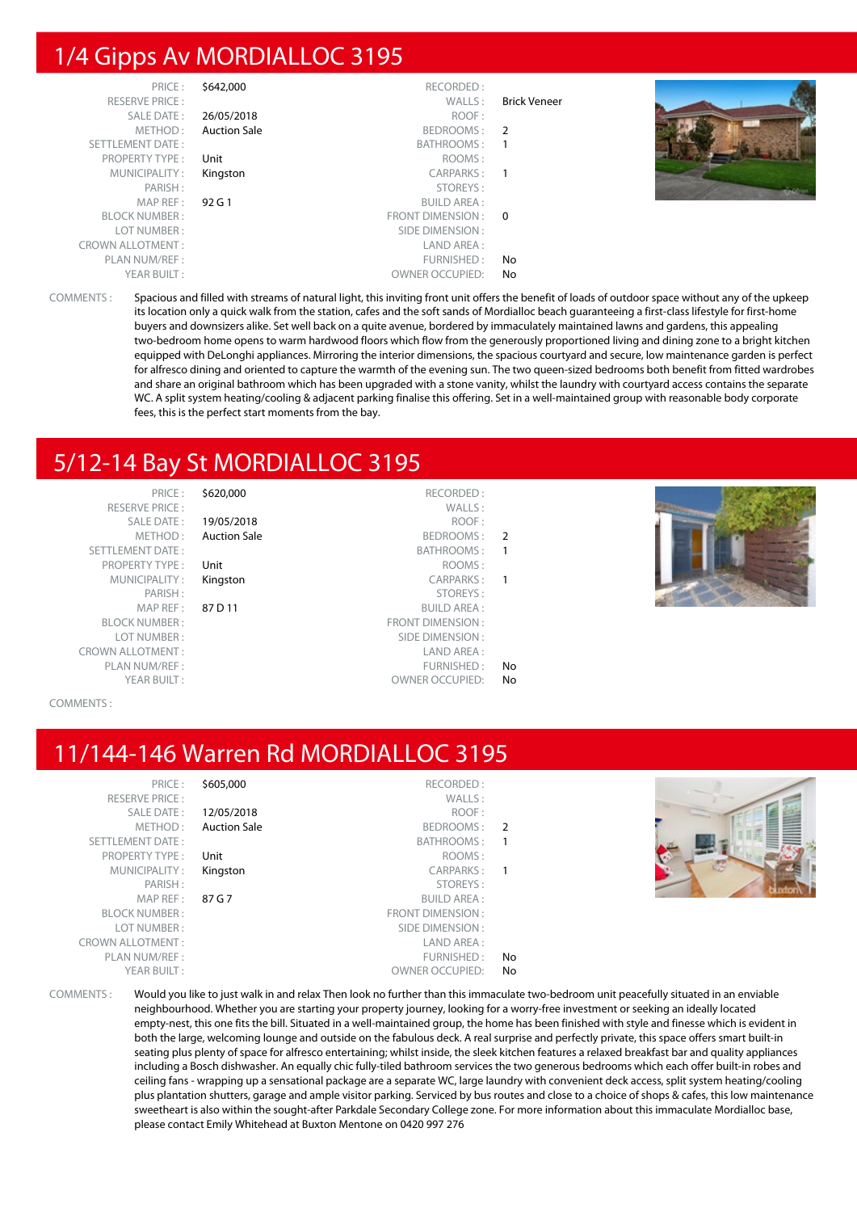## 1/4 Gipps Av MORDIALLOC 3195

| | | | |
|---|---|---|---|
| PRICE : | $642,000 | RECORDED : | |
| RESERVE PRICE : | | WALLS : | Brick Veneer |
| SALE DATE : | 26/05/2018 | ROOF : | |
| METHOD : | Auction Sale | BEDROOMS : | 2 |
| SETTLEMENT DATE : | | BATHROOMS : | 1 |
| PROPERTY TYPE : | Unit | ROOMS : | |
| MUNICIPALITY : | Kingston | CARPARKS : | 1 |
| PARISH : | | STOREYS : | |
| MAP REF : | 92 G 1 | BUILD AREA : | |
| BLOCK NUMBER : | | FRONT DIMENSION : | 0 |
| LOT NUMBER : | | SIDE DIMENSION : | |
| CROWN ALLOTMENT : | | LAND AREA : | |
| PLAN NUM/REF : | | FURNISHED : | No |
| YEAR BUILT : | | OWNER OCCUPIED: | No |

COMMENTS : Spacious and filled with streams of natural light, this inviting front unit offers the benefit of loads of outdoor space without any of the upkeep its location only a quick walk from the station, cafes and the soft sands of Mordialloc beach guaranteeing a first-class lifestyle for first-home buyers and downsizers alike. Set well back on a quite avenue, bordered by immaculately maintained lawns and gardens, this appealing two-bedroom home opens to warm hardwood floors which flow from the generously proportioned living and dining zone to a bright kitchen equipped with DeLonghi appliances. Mirroring the interior dimensions, the spacious courtyard and secure, low maintenance garden is perfect for alfresco dining and oriented to capture the warmth of the evening sun. The two queen-sized bedrooms both benefit from fitted wardrobes and share an original bathroom which has been upgraded with a stone vanity, whilst the laundry with courtyard access contains the separate WC. A split system heating/cooling & adjacent parking finalise this offering. Set in a well-maintained group with reasonable body corporate fees, this is the perfect start moments from the bay.

## 5/12-14 Bay St MORDIALLOC 3195

| | | | |
|---|---|---|---|
| PRICE : | $620,000 | RECORDED : | |
| RESERVE PRICE : | | WALLS : | |
| SALE DATE : | 19/05/2018 | ROOF : | |
| METHOD : | Auction Sale | BEDROOMS : | 2 |
| SETTLEMENT DATE : | | BATHROOMS : | 1 |
| PROPERTY TYPE : | Unit | ROOMS : | |
| MUNICIPALITY : | Kingston | CARPARKS : | 1 |
| PARISH : | | STOREYS : | |
| MAP REF : | 87 D 11 | BUILD AREA : | |
| BLOCK NUMBER : | | FRONT DIMENSION : | |
| LOT NUMBER : | | SIDE DIMENSION : | |
| CROWN ALLOTMENT : | | LAND AREA : | |
| PLAN NUM/REF : | | FURNISHED : | No |
| YEAR BUILT : | | OWNER OCCUPIED: | No |

COMMENTS :

## 11/144-146 Warren Rd MORDIALLOC 3195

| | | | |
|---|---|---|---|
| PRICE : | $605,000 | RECORDED : | |
| RESERVE PRICE : | | WALLS : | |
| SALE DATE : | 12/05/2018 | ROOF : | |
| METHOD : | Auction Sale | BEDROOMS : | 2 |
| SETTLEMENT DATE : | | BATHROOMS : | 1 |
| PROPERTY TYPE : | Unit | ROOMS : | |
| MUNICIPALITY : | Kingston | CARPARKS : | 1 |
| PARISH : | | STOREYS : | |
| MAP REF : | 87 G 7 | BUILD AREA : | |
| BLOCK NUMBER : | | FRONT DIMENSION : | |
| LOT NUMBER : | | SIDE DIMENSION : | |
| CROWN ALLOTMENT : | | LAND AREA : | |
| PLAN NUM/REF : | | FURNISHED : | No |
| YEAR BUILT : | | OWNER OCCUPIED: | No |

COMMENTS : Would you like to just walk in and relax Then look no further than this immaculate two-bedroom unit peacefully situated in an enviable neighbourhood. Whether you are starting your property journey, looking for a worry-free investment or seeking an ideally located empty-nest, this one fits the bill. Situated in a well-maintained group, the home has been finished with style and finesse which is evident in both the large, welcoming lounge and outside on the fabulous deck. A real surprise and perfectly private, this space offers smart built-in seating plus plenty of space for alfresco entertaining; whilst inside, the sleek kitchen features a relaxed breakfast bar and quality appliances including a Bosch dishwasher. An equally chic fully-tiled bathroom services the two generous bedrooms which each offer built-in robes and ceiling fans - wrapping up a sensational package are a separate WC, large laundry with convenient deck access, split system heating/cooling plus plantation shutters, garage and ample visitor parking. Serviced by bus routes and close to a choice of shops & cafes, this low maintenance sweetheart is also within the sought-after Parkdale Secondary College zone. For more information about this immaculate Mordialloc base, please contact Emily Whitehead at Buxton Mentone on 0420 997 276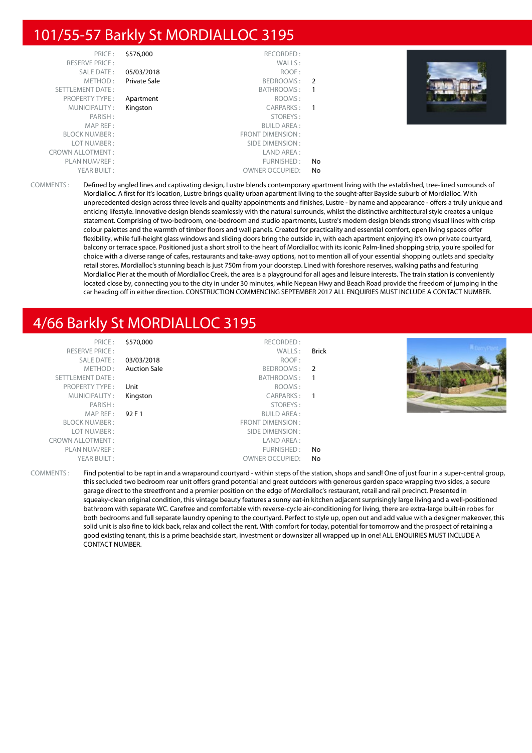## 101/55-57 Barkly St MORDIALLOC 3195

| | | | |
|---|---|---|---|
| PRICE : | $576,000 | RECORDED : | |
| RESERVE PRICE : | | WALLS : | |
| SALE DATE : | 05/03/2018 | ROOF : | |
| METHOD : | Private Sale | BEDROOMS : | 2 |
| SETTLEMENT DATE : | | BATHROOMS : | 1 |
| PROPERTY TYPE : | Apartment | ROOMS : | |
| MUNICIPALITY : | Kingston | CARPARKS : | 1 |
| PARISH : | | STOREYS : | |
| MAP REF : | | BUILD AREA : | |
| BLOCK NUMBER : | | FRONT DIMENSION : | |
| LOT NUMBER : | | SIDE DIMENSION : | |
| CROWN ALLOTMENT : | | LAND AREA : | |
| PLAN NUM/REF : | | FURNISHED : | No |
| YEAR BUILT : | | OWNER OCCUPIED: | No |

COMMENTS : Defined by angled lines and captivating design, Lustre blends contemporary apartment living with the established, tree-lined surrounds of Mordialloc. A first for it's location, Lustre brings quality urban apartment living to the sought-after Bayside suburb of Mordialloc. With unprecedented design across three levels and quality appointments and finishes, Lustre - by name and appearance - offers a truly unique and enticing lifestyle. Innovative design blends seamlessly with the natural surrounds, whilst the distinctive architectural style creates a unique statement. Comprising of two-bedroom, one-bedroom and studio apartments, Lustre's modern design blends strong visual lines with crisp colour palettes and the warmth of timber floors and wall panels. Created for practicality and essential comfort, open living spaces offer flexibility, while full-height glass windows and sliding doors bring the outside in, with each apartment enjoying it's own private courtyard, balcony or terrace space. Positioned just a short stroll to the heart of Mordialloc with its iconic Palm-lined shopping strip, you're spoiled for choice with a diverse range of cafes, restaurants and take-away options, not to mention all of your essential shopping outlets and specialty retail stores. Mordialloc's stunning beach is just 750m from your doorstep. Lined with foreshore reserves, walking paths and featuring Mordialloc Pier at the mouth of Mordialloc Creek, the area is a playground for all ages and leisure interests. The train station is conveniently located close by, connecting you to the city in under 30 minutes, while Nepean Hwy and Beach Road provide the freedom of jumping in the car heading off in either direction. CONSTRUCTION COMMENCING SEPTEMBER 2017 ALL ENQUIRIES MUST INCLUDE A CONTACT NUMBER.

## 4/66 Barkly St MORDIALLOC 3195

| | | | |
|---|---|---|---|
| PRICE : | $570,000 | RECORDED : | |
| RESERVE PRICE : | | WALLS : | Brick |
| SALE DATE : | 03/03/2018 | ROOF : | |
| METHOD : | Auction Sale | BEDROOMS : | 2 |
| SETTLEMENT DATE : | | BATHROOMS : | 1 |
| PROPERTY TYPE : | Unit | ROOMS : | |
| MUNICIPALITY : | Kingston | CARPARKS : | 1 |
| PARISH : | | STOREYS : | |
| MAP REF : | 92 F 1 | BUILD AREA : | |
| BLOCK NUMBER : | | FRONT DIMENSION : | |
| LOT NUMBER : | | SIDE DIMENSION : | |
| CROWN ALLOTMENT : | | LAND AREA : | |
| PLAN NUM/REF : | | FURNISHED : | No |
| YEAR BUILT : | | OWNER OCCUPIED: | No |

COMMENTS : Find potential to be rapt in and a wraparound courtyard - within steps of the station, shops and sand! One of just four in a super-central group, this secluded two bedroom rear unit offers grand potential and great outdoors with generous garden space wrapping two sides, a secure garage direct to the streetfront and a premier position on the edge of Mordialloc's restaurant, retail and rail precinct. Presented in squeaky-clean original condition, this vintage beauty features a sunny eat-in kitchen adjacent surprisingly large living and a well-positioned bathroom with separate WC. Carefree and comfortable with reverse-cycle air-conditioning for living, there are extra-large built-in robes for both bedrooms and full separate laundry opening to the courtyard. Perfect to style up, open out and add value with a designer makeover, this solid unit is also fine to kick back, relax and collect the rent. With comfort for today, potential for tomorrow and the prospect of retaining a good existing tenant, this is a prime beachside start, investment or downsizer all wrapped up in one! ALL ENQUIRIES MUST INCLUDE A CONTACT NUMBER.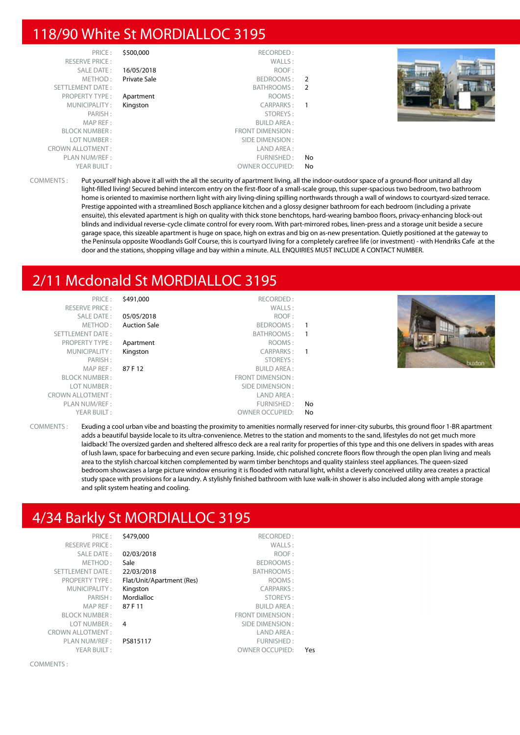## 118/90 White St MORDIALLOC 3195

| | | | |
|---|---|---|---|
| PRICE : | $500,000 | RECORDED : | |
| RESERVE PRICE : | | WALLS : | |
| SALE DATE : | 16/05/2018 | ROOF : | |
| METHOD : | Private Sale | BEDROOMS : | 2 |
| SETTLEMENT DATE : | | BATHROOMS : | 2 |
| PROPERTY TYPE : | Apartment | ROOMS : | |
| MUNICIPALITY : | Kingston | CARPARKS : | 1 |
| PARISH : | | STOREYS : | |
| MAP REF : | | BUILD AREA : | |
| BLOCK NUMBER : | | FRONT DIMENSION : | |
| LOT NUMBER : | | SIDE DIMENSION : | |
| CROWN ALLOTMENT : | | LAND AREA : | |
| PLAN NUM/REF : | | FURNISHED : | No |
| YEAR BUILT : | | OWNER OCCUPIED: | No |

COMMENTS : Put yourself high above it all with the all the security of apartment living, all the indoor-outdoor space of a ground-floor unitand all day light-filled living! Secured behind intercom entry on the first-floor of a small-scale group, this super-spacious two bedroom, two bathroom home is oriented to maximise northern light with airy living-dining spilling northwards through a wall of windows to courtyard-sized terrace. Prestige appointed with a streamlined Bosch appliance kitchen and a glossy designer bathroom for each bedroom (including a private ensuite), this elevated apartment is high on quality with thick stone benchtops, hard-wearing bamboo floors, privacy-enhancing block-out blinds and individual reverse-cycle climate control for every room. With part-mirrored robes, linen-press and a storage unit beside a secure garage space, this sizeable apartment is huge on space, high on extras and big on as-new presentation. Quietly positioned at the gateway to the Peninsula opposite Woodlands Golf Course, this is courtyard living for a completely carefree life (or investment) - with Hendriks Cafe at the door and the stations, shopping village and bay within a minute. ALL ENQUIRIES MUST INCLUDE A CONTACT NUMBER.

## 2/11 Mcdonald St MORDIALLOC 3195

| | | | |
|---|---|---|---|
| PRICE : | $491,000 | RECORDED : | |
| RESERVE PRICE : | | WALLS : | |
| SALE DATE : | 05/05/2018 | ROOF : | |
| METHOD : | Auction Sale | BEDROOMS : | 1 |
| SETTLEMENT DATE : | | BATHROOMS : | 1 |
| PROPERTY TYPE : | Apartment | ROOMS : | |
| MUNICIPALITY : | Kingston | CARPARKS : | 1 |
| PARISH : | | STOREYS : | |
| MAP REF : | 87 F 12 | BUILD AREA : | |
| BLOCK NUMBER : | | FRONT DIMENSION : | |
| LOT NUMBER : | | SIDE DIMENSION : | |
| CROWN ALLOTMENT : | | LAND AREA : | |
| PLAN NUM/REF : | | FURNISHED : | No |
| YEAR BUILT : | | OWNER OCCUPIED: | No |

COMMENTS : Exuding a cool urban vibe and boasting the proximity to amenities normally reserved for inner-city suburbs, this ground floor 1-BR apartment adds a beautiful bayside locale to its ultra-convenience. Metres to the station and moments to the sand, lifestyles do not get much more laidback! The oversized garden and sheltered alfresco deck are a real rarity for properties of this type and this one delivers in spades with areas of lush lawn, space for barbecuing and even secure parking. Inside, chic polished concrete floors flow through the open plan living and meals area to the stylish charcoal kitchen complemented by warm timber benchtops and quality stainless steel appliances. The queen-sized bedroom showcases a large picture window ensuring it is flooded with natural light, whilst a cleverly conceived utility area creates a practical study space with provisions for a laundry. A stylishly finished bathroom with luxe walk-in shower is also included along with ample storage and split system heating and cooling.

## 4/34 Barkly St MORDIALLOC 3195

| | | | |
|---|---|---|---|
| PRICE : | $479,000 | RECORDED : | |
| RESERVE PRICE : | | WALLS : | |
| SALE DATE : | 02/03/2018 | ROOF : | |
| METHOD : | Sale | BEDROOMS : | |
| SETTLEMENT DATE : | 22/03/2018 | BATHROOMS : | |
| PROPERTY TYPE : | Flat/Unit/Apartment (Res) | ROOMS : | |
| MUNICIPALITY : | Kingston | CARPARKS : | |
| PARISH : | Mordialloc | STOREYS : | |
| MAP REF : | 87 F 11 | BUILD AREA : | |
| BLOCK NUMBER : | | FRONT DIMENSION : | |
| LOT NUMBER : | 4 | SIDE DIMENSION : | |
| CROWN ALLOTMENT : | | LAND AREA : | |
| PLAN NUM/REF : | PS815117 | FURNISHED : | |
| YEAR BUILT : | | OWNER OCCUPIED: | Yes |

COMMENTS :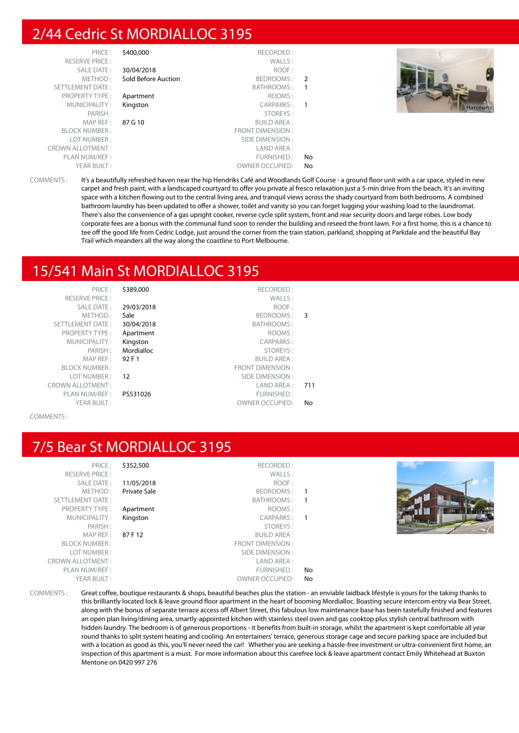## 2/44 Cedric St MORDIALLOC 3195

| | | | |
|---|---|---|---|
| PRICE : | $400,000 | RECORDED : | |
| RESERVE PRICE : | | WALLS : | |
| SALE DATE : | 30/04/2018 | ROOF : | |
| METHOD : | Sold Before Auction | BEDROOMS : | 2 |
| SETTLEMENT DATE : | | BATHROOMS : | 1 |
| PROPERTY TYPE : | Apartment | ROOMS : | |
| MUNICIPALITY : | Kingston | CARPARKS : | 1 |
| PARISH : | | STOREYS : | |
| MAP REF : | 87 G 10 | BUILD AREA : | |
| BLOCK NUMBER : | | FRONT DIMENSION : | |
| LOT NUMBER : | | SIDE DIMENSION : | |
| CROWN ALLOTMENT : | | LAND AREA : | |
| PLAN NUM/REF : | | FURNISHED : | No |
| YEAR BUILT : | | OWNER OCCUPIED: | No |

COMMENTS : It's a beautifully refreshed haven near the hip Hendriks Café and Woodlands Golf Course - a ground floor unit with a car space, styled in new carpet and fresh paint, with a landscaped courtyard to offer you private al fresco relaxation just a 5-min drive from the beach. It's an inviting space with a kitchen flowing out to the central living area, and tranquil views across the shady courtyard from both bedrooms. A combined bathroom laundry has been updated to offer a shower, toilet and vanity so you can forget lugging your washing load to the laundromat. There's also the convenience of a gas upright cooker, reverse cycle split system, front and rear security doors and large robes. Low body corporate fees are a bonus with the communal fund soon to render the building and reseed the front lawn. For a first home, this is a chance to tee off the good life from Cedric Lodge, just around the corner from the train station, parkland, shopping at Parkdale and the beautiful Bay Trail which meanders all the way along the coastline to Port Melbourne.

## 15/541 Main St MORDIALLOC 3195

| | | | |
|---|---|---|---|
| PRICE : | $389,000 | RECORDED : | |
| RESERVE PRICE : | | WALLS : | |
| SALE DATE : | 29/03/2018 | ROOF : | |
| METHOD : | Sale | BEDROOMS : | 3 |
| SETTLEMENT DATE : | 30/04/2018 | BATHROOMS : | |
| PROPERTY TYPE : | Apartment | ROOMS : | |
| MUNICIPALITY : | Kingston | CARPARKS : | |
| PARISH : | Mordialloc | STOREYS : | |
| MAP REF : | 92 F 1 | BUILD AREA : | |
| BLOCK NUMBER : | | FRONT DIMENSION : | |
| LOT NUMBER : | 12 | SIDE DIMENSION : | |
| CROWN ALLOTMENT : | | LAND AREA : | 711 |
| PLAN NUM/REF : | PS531026 | FURNISHED : | |
| YEAR BUILT : | | OWNER OCCUPIED: | No |

COMMENTS :

## 7/5 Bear St MORDIALLOC 3195

| | | | |
|---|---|---|---|
| PRICE : | $352,500 | RECORDED : | |
| RESERVE PRICE : | | WALLS : | |
| SALE DATE : | 11/05/2018 | ROOF : | |
| METHOD : | Private Sale | BEDROOMS : | 1 |
| SETTLEMENT DATE : | | BATHROOMS : | 1 |
| PROPERTY TYPE : | Apartment | ROOMS : | |
| MUNICIPALITY : | Kingston | CARPARKS : | 1 |
| PARISH : | | STOREYS : | |
| MAP REF : | 87 F 12 | BUILD AREA : | |
| BLOCK NUMBER : | | FRONT DIMENSION : | |
| LOT NUMBER : | | SIDE DIMENSION : | |
| CROWN ALLOTMENT : | | LAND AREA : | |
| PLAN NUM/REF : | | FURNISHED : | No |
| YEAR BUILT : | | OWNER OCCUPIED: | No |

COMMENTS : Great coffee, boutique restaurants & shops, beautiful beaches plus the station - an enviable laidback lifestyle is yours for the taking thanks to this brilliantly located lock & leave ground floor apartment in the heart of booming Mordialloc. Boasting secure intercom entry via Bear Street, along with the bonus of separate terrace access off Albert Street, this fabulous low maintenance base has been tastefully finished and features an open plan living/dining area, smartly-appointed kitchen with stainless steel oven and gas cooktop plus stylish central bathroom with hidden laundry. The bedroom is of generous proportions - it benefits from built-in storage, whilst the apartment is kept comfortable all year round thanks to split system heating and cooling. An entertainers' terrace, generous storage cage and secure parking space are included but with a location as good as this, you'll never need the car! Whether you are seeking a hassle-free investment or ultra-convenient first home, an inspection of this apartment is a must. For more information about this carefree lock & leave apartment contact Emily Whitehead at Buxton Mentone on 0420 997 276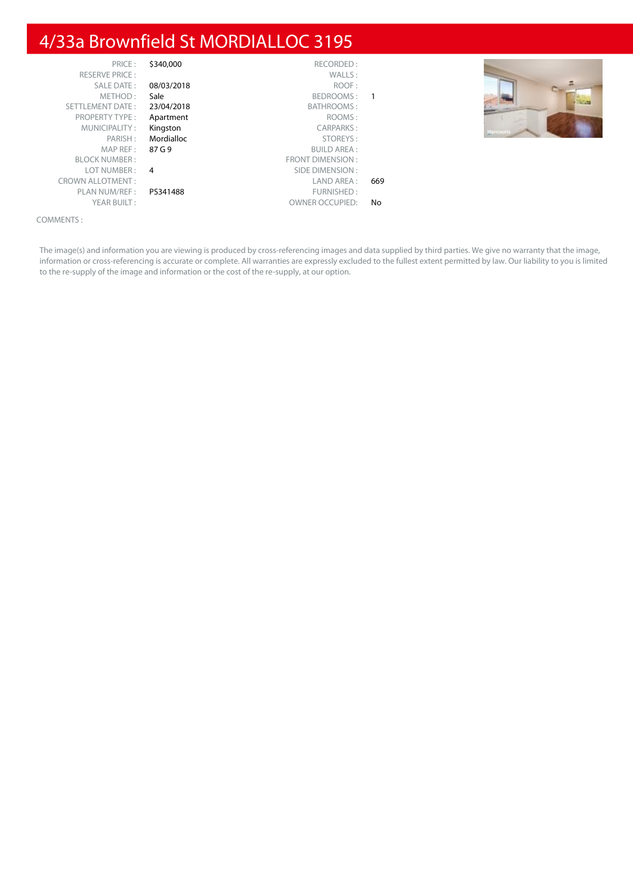# 4/33a Brownfield St MORDIALLOC 3195

| | | | |
|---|---|---|---|
| PRICE : | $340,000 | RECORDED : | |
| RESERVE PRICE : | | WALLS : | |
| SALE DATE : | 08/03/2018 | ROOF : | |
| METHOD : | Sale | BEDROOMS : | 1 |
| SETTLEMENT DATE : | 23/04/2018 | BATHROOMS : | |
| PROPERTY TYPE : | Apartment | ROOMS : | |
| MUNICIPALITY : | Kingston | CARPARKS : | |
| PARISH : | Mordialloc | STOREYS : | |
| MAP REF : | 87 G 9 | BUILD AREA : | |
| BLOCK NUMBER : | | FRONT DIMENSION : | |
| LOT NUMBER : | 4 | SIDE DIMENSION : | |
| CROWN ALLOTMENT : | | LAND AREA : | 669 |
| PLAN NUM/REF : | PS341488 | FURNISHED : | |
| YEAR BUILT : | | OWNER OCCUPIED: | No |

COMMENTS :

The image(s) and information you are viewing is produced by cross-referencing images and data supplied by third parties. We give no warranty that the image, information or cross-referencing is accurate or complete. All warranties are expressly excluded to the fullest extent permitted by law. Our liability to you is limited to the re-supply of the image and information or the cost of the re-supply, at our option.